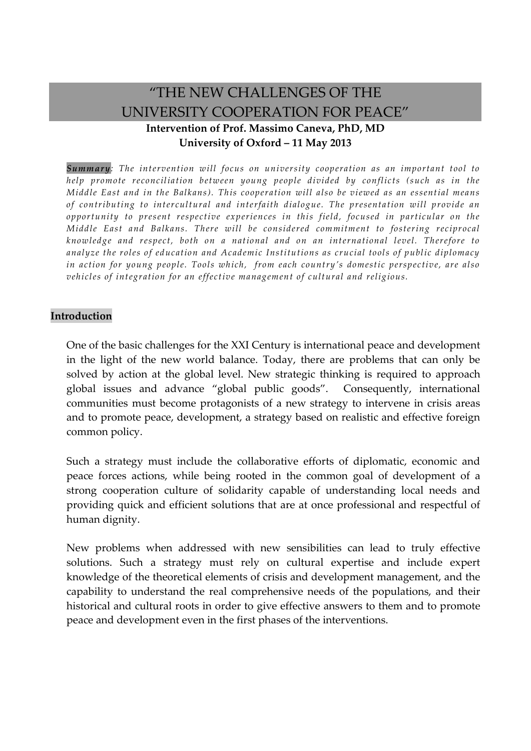# "THE NEW CHALLENGES OF THE UNIVERSITY COOPERATION FOR PEACE"

**Intervention of Prof. Massimo Caneva, PhD, MD**
**University of Oxford – 11 May 2013**

***Summary***: *The intervention will focus on university cooperation as an important tool to help promote reconciliation between young people divided by conflicts (such as in the Middle East and in the Balkans). This cooperation will also be viewed as an essential means of contributing to intercultural and interfaith dialogue. The presentation will provide an opportunity to present respective experiences in this field, focused in particular on the Middle East and Balkans. There will be considered commitment to fostering reciprocal knowledge and respect, both on a national and on an international level. Therefore to analyze the roles of education and Academic Institutions as crucial tools of public diplomacy in action for young people. Tools which, from each country's domestic perspective, are also vehicles of integration for an effective management of cultural and religious.*

**Introduction**

One of the basic challenges for the XXI Century is international peace and development in the light of the new world balance. Today, there are problems that can only be solved by action at the global level. New strategic thinking is required to approach global issues and advance "global public goods". Consequently, international communities must become protagonists of a new strategy to intervene in crisis areas and to promote peace, development, a strategy based on realistic and effective foreign common policy.

Such a strategy must include the collaborative efforts of diplomatic, economic and peace forces actions, while being rooted in the common goal of development of a strong cooperation culture of solidarity capable of understanding local needs and providing quick and efficient solutions that are at once professional and respectful of human dignity.

New problems when addressed with new sensibilities can lead to truly effective solutions. Such a strategy must rely on cultural expertise and include expert knowledge of the theoretical elements of crisis and development management, and the capability to understand the real comprehensive needs of the populations, and their historical and cultural roots in order to give effective answers to them and to promote peace and development even in the first phases of the interventions.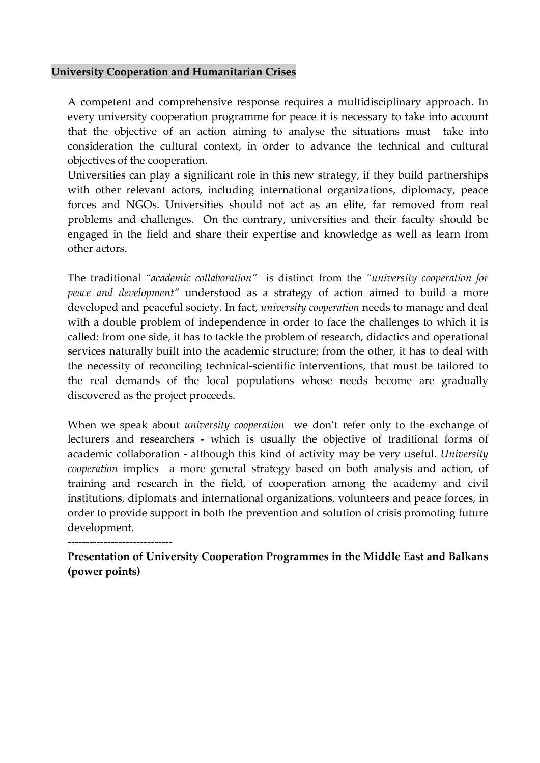**University Cooperation and Humanitarian Crises**

A competent and comprehensive response requires a multidisciplinary approach. In every university cooperation programme for peace it is necessary to take into account that the objective of an action aiming to analyse the situations must take into consideration the cultural context, in order to advance the technical and cultural objectives of the cooperation.

Universities can play a significant role in this new strategy, if they build partnerships with other relevant actors, including international organizations, diplomacy, peace forces and NGOs. Universities should not act as an elite, far removed from real problems and challenges. On the contrary, universities and their faculty should be engaged in the field and share their expertise and knowledge as well as learn from other actors.

The traditional *"academic collaboration"* is distinct from the *"university cooperation for peace and development"* understood as a strategy of action aimed to build a more developed and peaceful society. In fact, *university cooperation* needs to manage and deal with a double problem of independence in order to face the challenges to which it is called: from one side, it has to tackle the problem of research, didactics and operational services naturally built into the academic structure; from the other, it has to deal with the necessity of reconciling technical-scientific interventions, that must be tailored to the real demands of the local populations whose needs become are gradually discovered as the project proceeds.

When we speak about *university cooperation* we don't refer only to the exchange of lecturers and researchers - which is usually the objective of traditional forms of academic collaboration - although this kind of activity may be very useful. *University cooperation* implies a more general strategy based on both analysis and action, of training and research in the field, of cooperation among the academy and civil institutions, diplomats and international organizations, volunteers and peace forces, in order to provide support in both the prevention and solution of crisis promoting future development.

----------------------------

**Presentation of University Cooperation Programmes in the Middle East and Balkans (power points)**